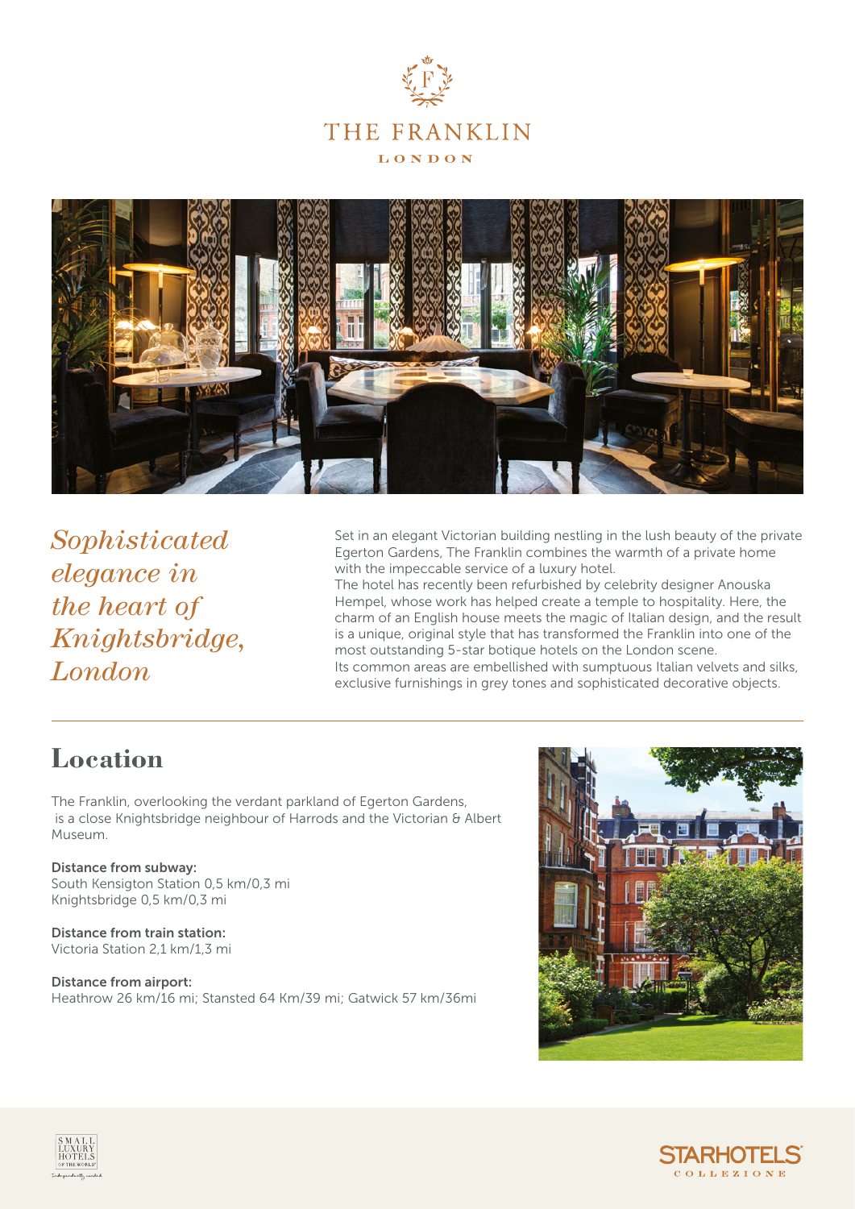# THE FRANKLIN

LONDON

*Sophisticated elegance in the heart of Knightsbridge, London*

Set in an elegant Victorian building nestling in the lush beauty of the private Egerton Gardens, The Franklin combines the warmth of a private home with the impeccable service of a luxury hotel.
The hotel has recently been refurbished by celebrity designer Anouska Hempel, whose work has helped create a temple to hospitality. Here, the charm of an English house meets the magic of Italian design, and the result is a unique, original style that has transformed the Franklin into one of the most outstanding 5-star botique hotels on the London scene.
Its common areas are embellished with sumptuous Italian velvets and silks, exclusive furnishings in grey tones and sophisticated decorative objects.

## Location

The Franklin, overlooking the verdant parkland of Egerton Gardens, is a close Knightsbridge neighbour of Harrods and the Victorian & Albert Museum.

**Distance from subway:**
South Kensigton Station 0,5 km/0,3 mi
Knightsbridge 0,5 km/0,3 mi

**Distance from train station:**
Victoria Station 2,1 km/1,3 mi

**Distance from airport:**
Heathrow 26 km/16 mi; Stansted 64 Km/39 mi; Gatwick 57 km/36mi

SMALL LUXURY HOTELS OF THE WORLD

STARHOTELS COLLEZIONE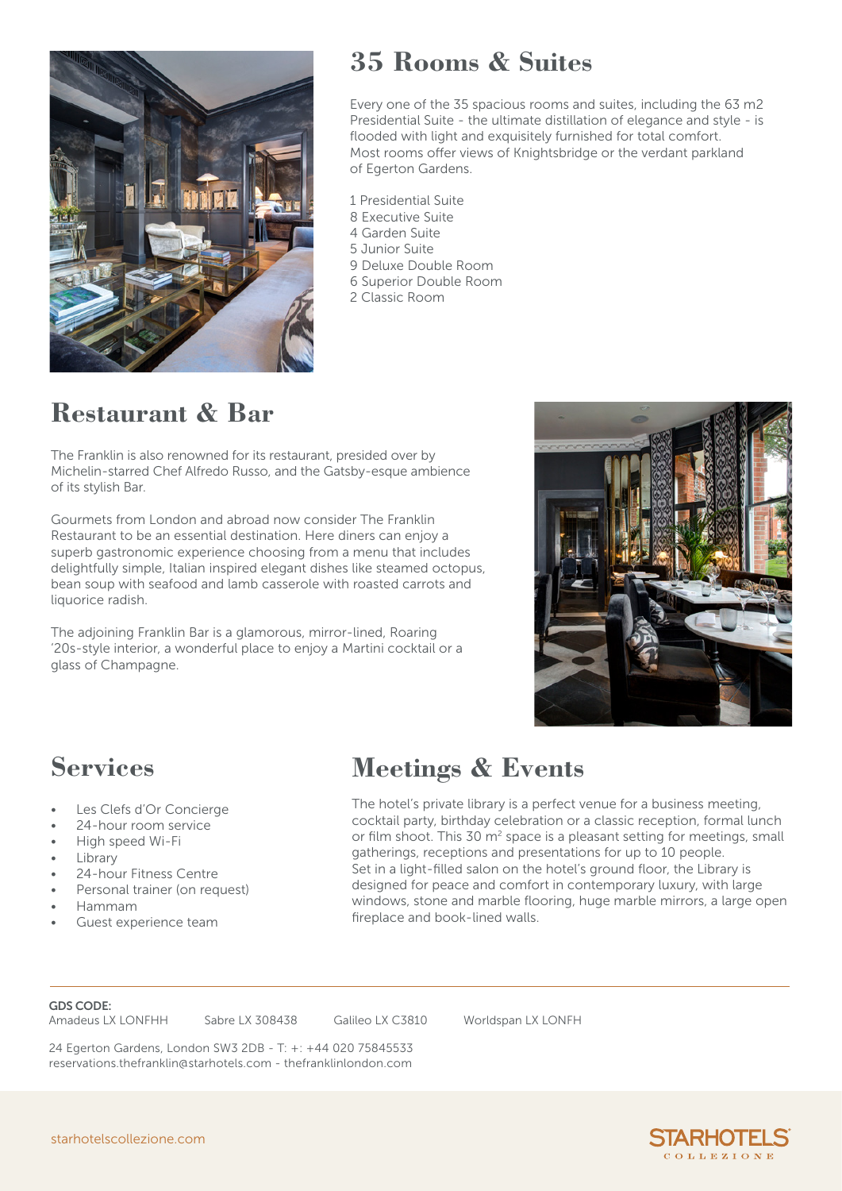## 35 Rooms & Suites

Every one of the 35 spacious rooms and suites, including the 63 m2 Presidential Suite - the ultimate distillation of elegance and style - is flooded with light and exquisitely furnished for total comfort. Most rooms offer views of Knightsbridge or the verdant parkland of Egerton Gardens.

1 Presidential Suite
8 Executive Suite
4 Garden Suite
5 Junior Suite
9 Deluxe Double Room
6 Superior Double Room
2 Classic Room

## Restaurant & Bar

The Franklin is also renowned for its restaurant, presided over by Michelin-starred Chef Alfredo Russo, and the Gatsby-esque ambience of its stylish Bar.

Gourmets from London and abroad now consider The Franklin Restaurant to be an essential destination. Here diners can enjoy a superb gastronomic experience choosing from a menu that includes delightfully simple, Italian inspired elegant dishes like steamed octopus, bean soup with seafood and lamb casserole with roasted carrots and liquorice radish.

The adjoining Franklin Bar is a glamorous, mirror-lined, Roaring '20s-style interior, a wonderful place to enjoy a Martini cocktail or a glass of Champagne.

## Services

- Les Clefs d'Or Concierge
- 24-hour room service
- High speed Wi-Fi
- Library
- 24-hour Fitness Centre
- Personal trainer (on request)
- Hammam
- Guest experience team

## Meetings & Events

The hotel's private library is a perfect venue for a business meeting, cocktail party, birthday celebration or a classic reception, formal lunch or film shoot. This 30 $m^2$ space is a pleasant setting for meetings, small gatherings, receptions and presentations for up to 10 people.
Set in a light-filled salon on the hotel's ground floor, the Library is designed for peace and comfort in contemporary luxury, with large windows, stone and marble flooring, huge marble mirrors, a large open fireplace and book-lined walls.

**GDS CODE:**
Amadeus LX LONFHH    Sabre LX 308438    Galileo LX C3810    Worldspan LX LONFH

24 Egerton Gardens, London SW3 2DB - T: +: +44 020 75845533
reservations.thefranklin@starhotels.com - thefranklinlondon.com

starhotelscollezione.com

STARHOTELS COLLEZIONE